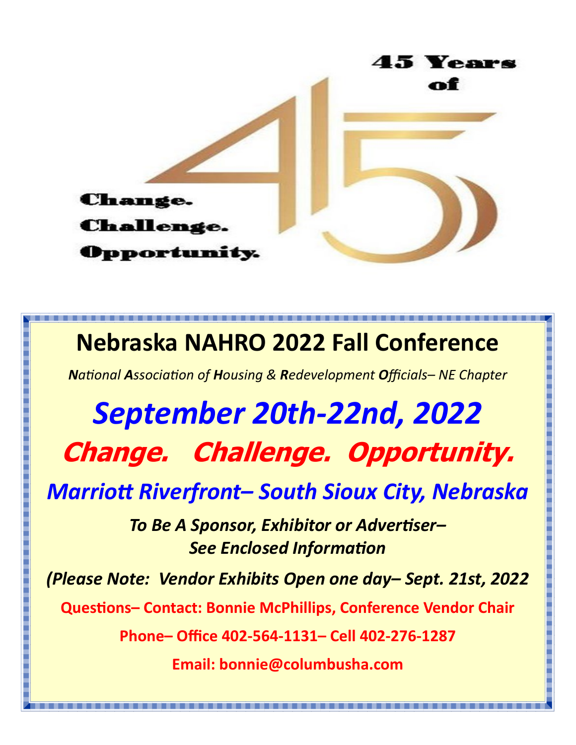45 Years of

Change.
Challenge.
Opportunity.

# Nebraska NAHRO 2022 Fall Conference

*National Association of Housing & Redevelopment Officials– NE Chapter*

## *September 20th-22nd, 2022*

## ***Change. Challenge. Opportunity.***

### *Marriott Riverfront– South Sioux City, Nebraska*

***To Be A Sponsor, Exhibitor or Advertiser–
See Enclosed Information***

***(Please Note: Vendor Exhibits Open one day– Sept. 21st, 2022***

**Questions– Contact: Bonnie McPhillips, Conference Vendor Chair**

**Phone– Office 402-564-1131– Cell 402-276-1287**

**Email: bonnie@columbusha.com**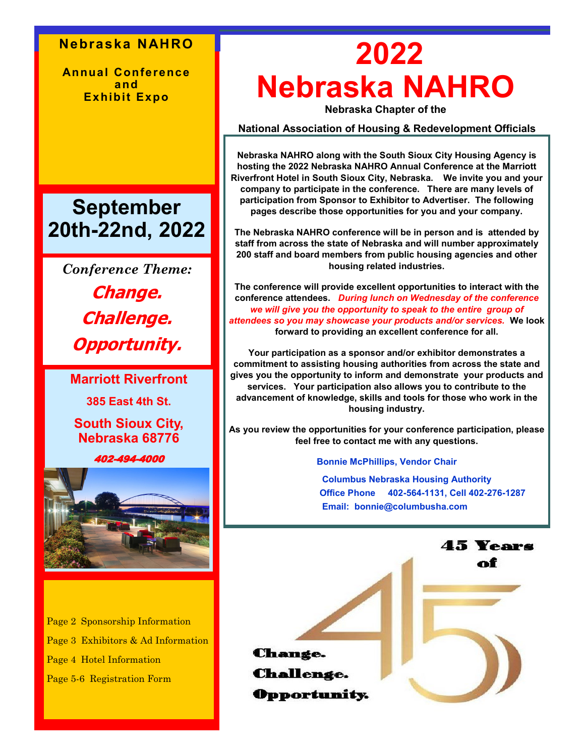**Nebraska NAHRO**

**Annual Conference and Exhibit Expo**

## September 20th-22nd, 2022

*Conference Theme:*

***Change. Challenge. Opportunity.***

**Marriott Riverfront**

**385 East 4th St.**

**South Sioux City, Nebraska 68776**

***402-494-4000***

Page 2 Sponsorship Information

Page 3 Exhibitors & Ad Information

Page 4 Hotel Information

Page 5-6 Registration Form

# 2022 Nebraska NAHRO

**Nebraska Chapter of the**

**National Association of Housing & Redevelopment Officials**

**Nebraska NAHRO along with the South Sioux City Housing Agency is hosting the 2022 Nebraska NAHRO Annual Conference at the Marriott Riverfront Hotel in South Sioux City, Nebraska. We invite you and your company to participate in the conference. There are many levels of participation from Sponsor to Exhibitor to Advertiser. The following pages describe those opportunities for you and your company.**

**The Nebraska NAHRO conference will be in person and is attended by staff from across the state of Nebraska and will number approximately 200 staff and board members from public housing agencies and other housing related industries.**

**The conference will provide excellent opportunities to interact with the conference attendees.** ***During lunch on Wednesday of the conference we will give you the opportunity to speak to the entire group of attendees so you may showcase your products and/or services.*** **We look forward to providing an excellent conference for all.**

**Your participation as a sponsor and/or exhibitor demonstrates a commitment to assisting housing authorities from across the state and gives you the opportunity to inform and demonstrate your products and services. Your participation also allows you to contribute to the advancement of knowledge, skills and tools for those who work in the housing industry.**

**As you review the opportunities for your conference participation, please feel free to contact me with any questions.**

**Bonnie McPhillips, Vendor Chair**

**Columbus Nebraska Housing Authority**

**Office Phone 402-564-1131, Cell 402-276-1287**

**Email: bonnie@columbusha.com**

**45 Years of**

**Change.**

**Challenge.**

**Opportunity.**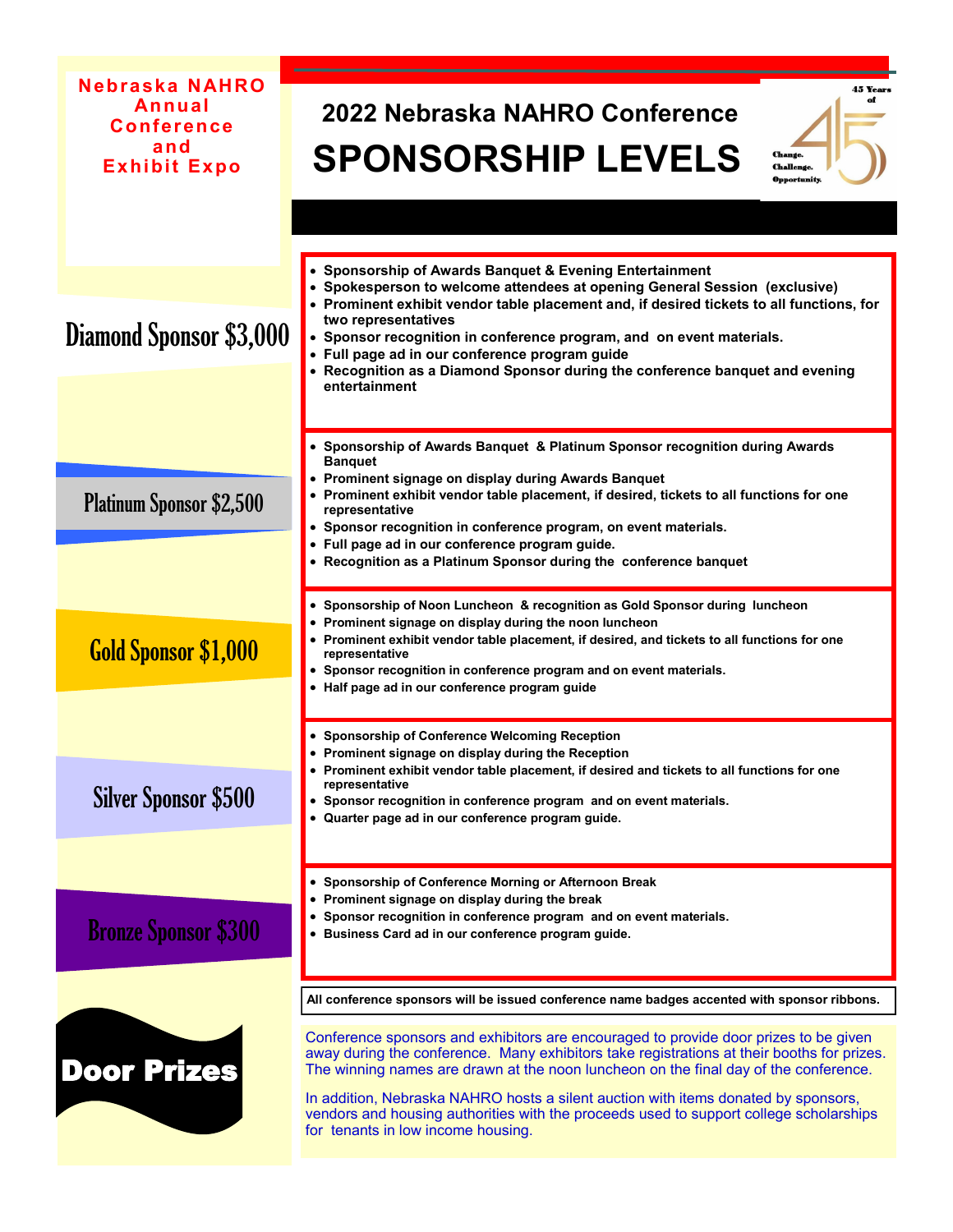Nebraska NAHRO Annual Conference and Exhibit Expo

# 2022 Nebraska NAHRO Conference

# SPONSORSHIP LEVELS

45 Years of

Change. Challenge. Opportunity.

## Diamond Sponsor $3,000

- Sponsorship of Awards Banquet & Evening Entertainment
- Spokesperson to welcome attendees at opening General Session (exclusive)
- Prominent exhibit vendor table placement and, if desired tickets to all functions, for two representatives
- Sponsor recognition in conference program, and on event materials.
- Full page ad in our conference program guide
- Recognition as a Diamond Sponsor during the conference banquet and evening entertainment

## Platinum Sponsor $2,500

- Sponsorship of Awards Banquet & Platinum Sponsor recognition during Awards Banquet
- Prominent signage on display during Awards Banquet
- Prominent exhibit vendor table placement, if desired, tickets to all functions for one representative
- Sponsor recognition in conference program, on event materials.
- Full page ad in our conference program guide.
- Recognition as a Platinum Sponsor during the conference banquet

## Gold Sponsor $1,000

- Sponsorship of Noon Luncheon & recognition as Gold Sponsor during luncheon
- Prominent signage on display during the noon luncheon
- Prominent exhibit vendor table placement, if desired, and tickets to all functions for one representative
- Sponsor recognition in conference program and on event materials.
- Half page ad in our conference program guide

## Silver Sponsor $500

- Sponsorship of Conference Welcoming Reception
- Prominent signage on display during the Reception
- Prominent exhibit vendor table placement, if desired and tickets to all functions for one representative
- Sponsor recognition in conference program and on event materials.
- Quarter page ad in our conference program guide.

## Bronze Sponsor $300

- Sponsorship of Conference Morning or Afternoon Break
- Prominent signage on display during the break
- Sponsor recognition in conference program and on event materials.
- Business Card ad in our conference program guide.

**All conference sponsors will be issued conference name badges accented with sponsor ribbons.**

## Door Prizes

Conference sponsors and exhibitors are encouraged to provide door prizes to be given away during the conference. Many exhibitors take registrations at their booths for prizes. The winning names are drawn at the noon luncheon on the final day of the conference.

In addition, Nebraska NAHRO hosts a silent auction with items donated by sponsors, vendors and housing authorities with the proceeds used to support college scholarships for tenants in low income housing.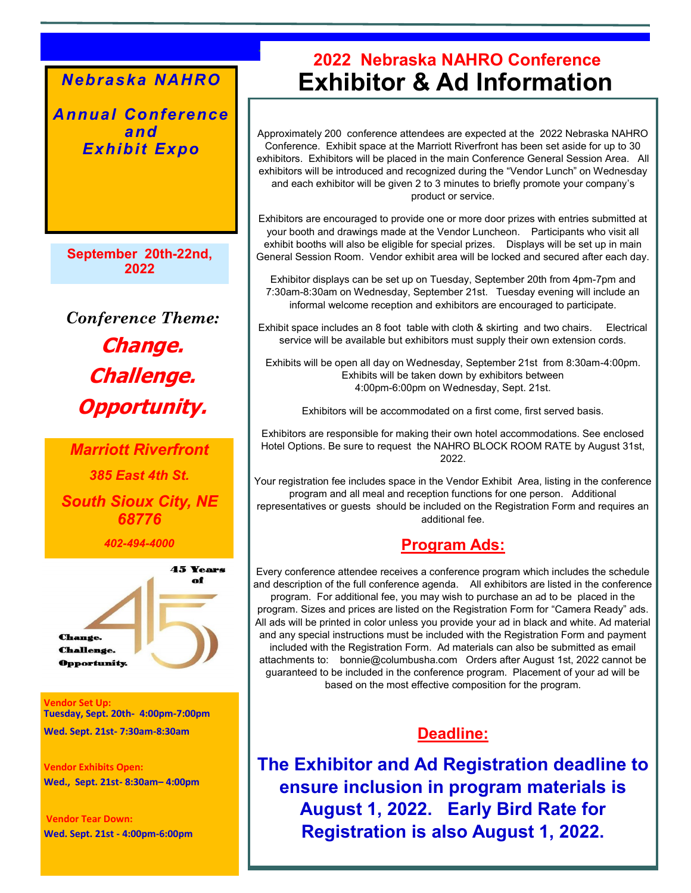**Nebraska NAHRO**

**Annual Conference and Exhibit Expo**

**September 20th-22nd, 2022**

*Conference Theme:*

***Change.***

***Challenge.***

***Opportunity.***

***Marriott Riverfront***

***385 East 4th St.***

***South Sioux City, NE 68776***

***402-494-4000***

45 Years of

Change.
Challenge.
Opportunity.

**Vendor Set Up:**
**Tuesday, Sept. 20th- 4:00pm-7:00pm**
**Wed. Sept. 21st- 7:30am-8:30am**

**Vendor Exhibits Open:**
**Wed., Sept. 21st- 8:30am– 4:00pm**

**Vendor Tear Down:**
**Wed. Sept. 21st - 4:00pm-6:00pm**

## 2022 Nebraska NAHRO Conference

# Exhibitor & Ad Information

Approximately 200 conference attendees are expected at the 2022 Nebraska NAHRO Conference. Exhibit space at the Marriott Riverfront has been set aside for up to 30 exhibitors. Exhibitors will be placed in the main Conference General Session Area. All exhibitors will be introduced and recognized during the "Vendor Lunch" on Wednesday and each exhibitor will be given 2 to 3 minutes to briefly promote your company's product or service.

Exhibitors are encouraged to provide one or more door prizes with entries submitted at your booth and drawings made at the Vendor Luncheon. Participants who visit all exhibit booths will also be eligible for special prizes. Displays will be set up in main General Session Room. Vendor exhibit area will be locked and secured after each day.

Exhibitor displays can be set up on Tuesday, September 20th from 4pm-7pm and 7:30am-8:30am on Wednesday, September 21st. Tuesday evening will include an informal welcome reception and exhibitors are encouraged to participate.

Exhibit space includes an 8 foot table with cloth & skirting and two chairs. Electrical service will be available but exhibitors must supply their own extension cords.

Exhibits will be open all day on Wednesday, September 21st from 8:30am-4:00pm. Exhibits will be taken down by exhibitors between 4:00pm-6:00pm on Wednesday, Sept. 21st.

Exhibitors will be accommodated on a first come, first served basis.

Exhibitors are responsible for making their own hotel accommodations. See enclosed Hotel Options. Be sure to request the NAHRO BLOCK ROOM RATE by August 31st, 2022.

Your registration fee includes space in the Vendor Exhibit Area, listing in the conference program and all meal and reception functions for one person. Additional representatives or guests should be included on the Registration Form and requires an additional fee.

## Program Ads:

Every conference attendee receives a conference program which includes the schedule and description of the full conference agenda. All exhibitors are listed in the conference program. For additional fee, you may wish to purchase an ad to be placed in the program. Sizes and prices are listed on the Registration Form for "Camera Ready" ads. All ads will be printed in color unless you provide your ad in black and white. Ad material and any special instructions must be included with the Registration Form and payment included with the Registration Form. Ad materials can also be submitted as email attachments to: bonnie@columbusha.com Orders after August 1st, 2022 cannot be guaranteed to be included in the conference program. Placement of your ad will be based on the most effective composition for the program.

## Deadline:

**The Exhibitor and Ad Registration deadline to ensure inclusion in program materials is August 1, 2022. Early Bird Rate for Registration is also August 1, 2022.**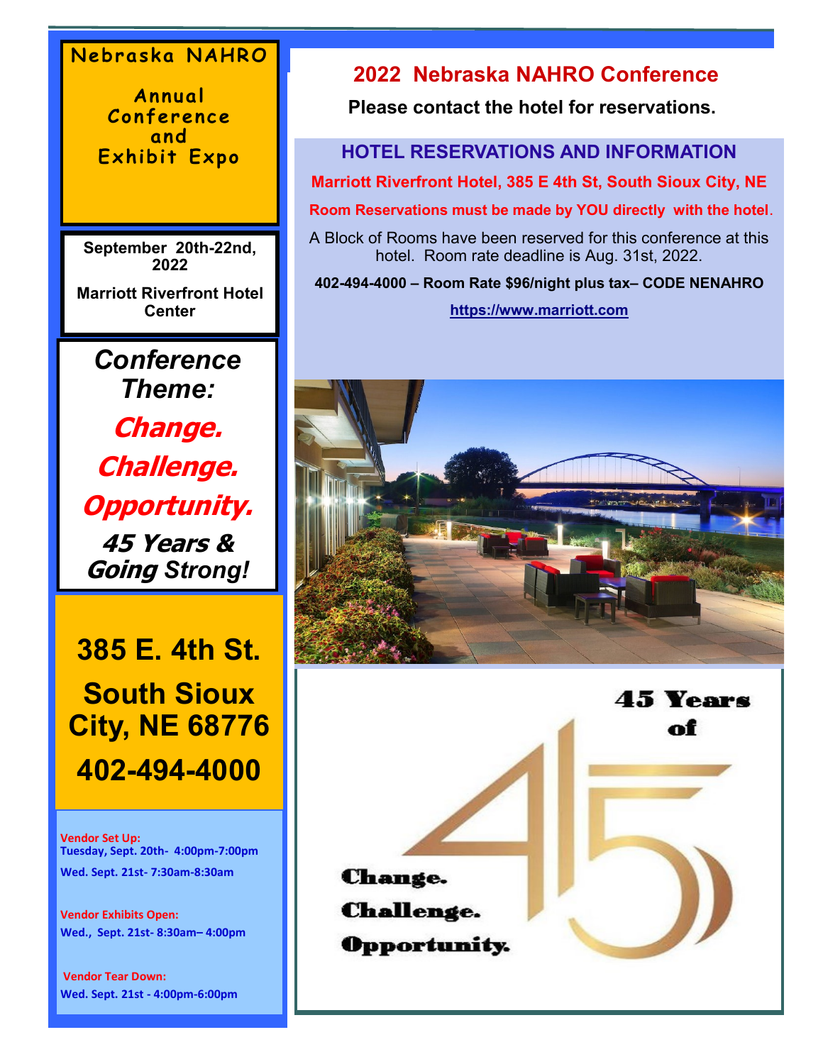## Nebraska NAHRO

### Annual Conference and Exhibit Expo

**September 20th-22nd, 2022**

**Marriott Riverfront Hotel Center**

***Conference Theme:***

***Change.***

***Challenge.***

***Opportunity.***

***45 Years & Going Strong!***

**385 E. 4th St.**

**South Sioux City, NE 68776**

**402-494-4000**

**Vendor Set Up:**
**Tuesday, Sept. 20th- 4:00pm-7:00pm**
**Wed. Sept. 21st- 7:30am-8:30am**

**Vendor Exhibits Open:**
**Wed., Sept. 21st- 8:30am– 4:00pm**

**Vendor Tear Down:**
**Wed. Sept. 21st - 4:00pm-6:00pm**

## 2022 Nebraska NAHRO Conference

**Please contact the hotel for reservations.**

### HOTEL RESERVATIONS AND INFORMATION

**Marriott Riverfront Hotel, 385 E 4th St, South Sioux City, NE**

**Room Reservations must be made by YOU directly with the hotel**.

A Block of Rooms have been reserved for this conference at this hotel. Room rate deadline is Aug. 31st, 2022.

**402-494-4000 – Room Rate $96/night plus tax– CODE NENAHRO**

**https://www.marriott.com**

**45 Years of**

**Change.**

**Challenge.**

**Opportunity.**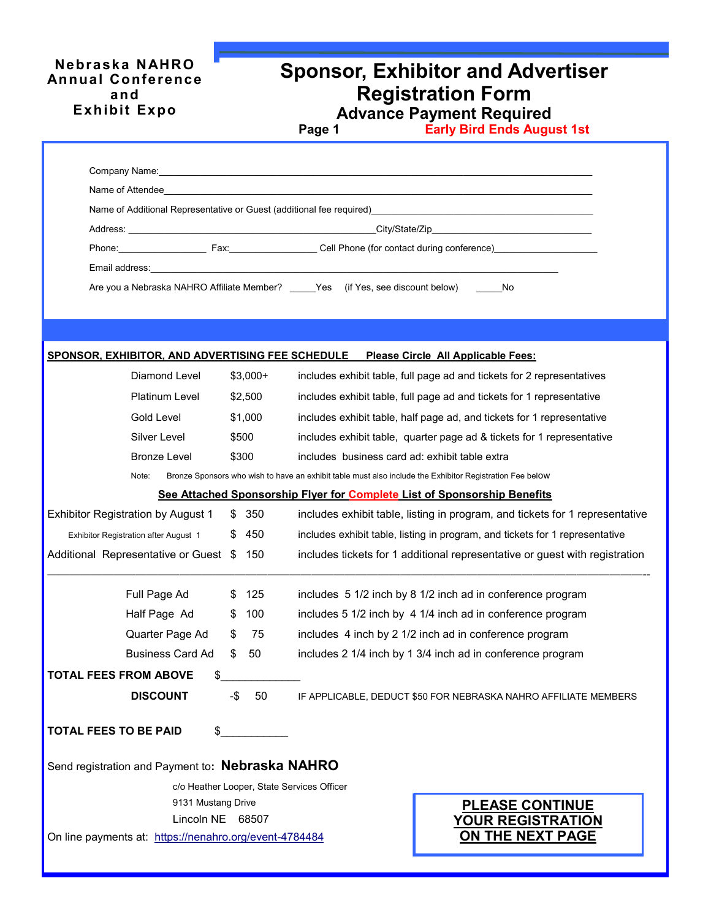**Nebraska NAHRO Annual Conference and Exhibit Expo**

# Sponsor, Exhibitor and Advertiser Registration Form

## Advance Payment Required

**Page 1** **Early Bird Ends August 1st**

Company Name:___________________________________________________________________________

Name of Attendee_________________________________________________________________________

Name of Additional Representative or Guest (additional fee required)_______________________________________

Address: _______________________________________City/State/Zip___________________________

Phone:________________ Fax:________________ Cell Phone (for contact during conference)___________________

Email address:____________________________________________________________________

Are you a Nebraska NAHRO Affiliate Member? _____Yes (if Yes, see discount below) _____No

**SPONSOR, EXHIBITOR, AND ADVERTISING FEE SCHEDULE** **Please Circle All Applicable Fees:**

| Level | Fee | Includes |
|---|---|---|
| Diamond Level | $3,000+ | includes exhibit table, full page ad and tickets for 2 representatives |
| Platinum Level | $2,500 | includes exhibit table, full page ad and tickets for 1 representative |
| Gold Level | $1,000 | includes exhibit table, half page ad, and tickets for 1 representative |
| Silver Level | $500 | includes exhibit table, quarter page ad & tickets for 1 representative |
| Bronze Level | $300 | includes business card ad: exhibit table extra |

Note: Bronze Sponsors who wish to have an exhibit table must also include the Exhibitor Registration Fee below

**See Attached Sponsorship Flyer for Complete List of Sponsorship Benefits**

| Item | Fee | Includes |
|---|---|---|
| Exhibitor Registration by August 1 | $ 350 | includes exhibit table, listing in program, and tickets for 1 representative |
| Exhibitor Registration after August 1 | $ 450 | includes exhibit table, listing in program, and tickets for 1 representative |
| Additional Representative or Guest | $ 150 | includes tickets for 1 additional representative or guest with registration |

| Ad | Fee | Includes |
|---|---|---|
| Full Page Ad | $ 125 | includes 5 1/2 inch by 8 1/2 inch ad in conference program |
| Half Page Ad | $ 100 | includes 5 1/2 inch by 4 1/4 inch ad in conference program |
| Quarter Page Ad | $ 75 | includes 4 inch by 2 1/2 inch ad in conference program |
| Business Card Ad | $ 50 | includes 2 1/4 inch by 1 3/4 inch ad in conference program |

**TOTAL FEES FROM ABOVE** $_____________

**DISCOUNT** -$ 50 IF APPLICABLE, DEDUCT $50 FOR NEBRASKA NAHRO AFFILIATE MEMBERS

**TOTAL FEES TO BE PAID** $___________

Send registration and Payment to**: Nebraska NAHRO**

c/o Heather Looper, State Services Officer
9131 Mustang Drive
Lincoln NE 68507

On line payments at: https://nenahro.org/event-4784484

**PLEASE CONTINUE YOUR REGISTRATION ON THE NEXT PAGE**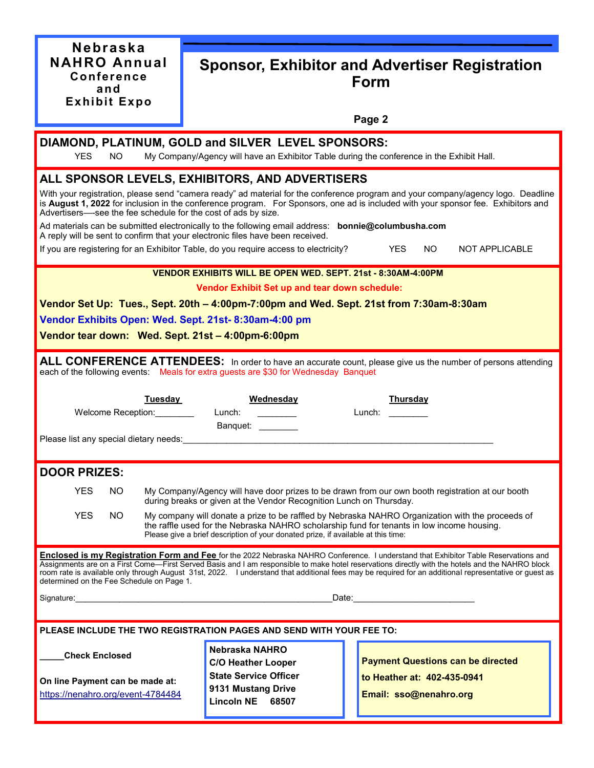**Nebraska NAHRO Annual Conference and Exhibit Expo**

# Sponsor, Exhibitor and Advertiser Registration Form

**Page 2**

## DIAMOND, PLATINUM, GOLD and SILVER LEVEL SPONSORS:

YES NO My Company/Agency will have an Exhibitor Table during the conference in the Exhibit Hall.

## ALL SPONSOR LEVELS, EXHIBITORS, AND ADVERTISERS

With your registration, please send "camera ready" ad material for the conference program and your company/agency logo. Deadline is **August 1, 2022** for inclusion in the conference program. For Sponsors, one ad is included with your sponsor fee. Exhibitors and Advertisers—-see the fee schedule for the cost of ads by size.

Ad materials can be submitted electronically to the following email address: **bonnie@columbusha.com**
A reply will be sent to confirm that your electronic files have been received.

If you are registering for an Exhibitor Table, do you require access to electricity? YES NO NOT APPLICABLE

**VENDOR EXHIBITS WILL BE OPEN WED. SEPT. 21st - 8:30AM-4:00PM**

**Vendor Exhibit Set up and tear down schedule:**

**Vendor Set Up: Tues., Sept. 20th – 4:00pm-7:00pm and Wed. Sept. 21st from 7:30am-8:30am**

**Vendor Exhibits Open: Wed. Sept. 21st- 8:30am-4:00 pm**

**Vendor tear down: Wed. Sept. 21st – 4:00pm-6:00pm**

## ALL CONFERENCE ATTENDEES:

In order to have an accurate count, please give us the number of persons attending each of the following events: Meals for extra guests are $30 for Wednesday Banquet

| Tuesday | Wednesday | Thursday |
|---|---|---|
| Welcome Reception:________ | Lunch: ________ | Lunch: ________ |
| | Banquet: ________ | |

Please list any special dietary needs:_________________________________________________________________

## DOOR PRIZES:

YES NO My Company/Agency will have door prizes to be drawn from our own booth registration at our booth during breaks or given at the Vendor Recognition Lunch on Thursday.

YES NO My company will donate a prize to be raffled by Nebraska NAHRO Organization with the proceeds of the raffle used for the Nebraska NAHRO scholarship fund for tenants in low income housing.
Please give a brief description of your donated prize, if available at this time:

**Enclosed is my Registration Form and Fee** for the 2022 Nebraska NAHRO Conference. I understand that Exhibitor Table Reservations and Assignments are on a First Come—First Served Basis and I am responsible to make hotel reservations directly with the hotels and the NAHRO block room rate is available only through August 31st, 2022. I understand that additional fees may be required for an additional representative or guest as determined on the Fee Schedule on Page 1.

Signature:_______________________________________________Date:______________________

**PLEASE INCLUDE THE TWO REGISTRATION PAGES AND SEND WITH YOUR FEE TO:**

**_____Check Enclosed**

**On line Payment can be made at:**
https://nenahro.org/event-4784484

**Nebraska NAHRO**
**C/O Heather Looper**
**State Service Officer**
**9131 Mustang Drive**
**Lincoln NE 68507**

**Payment Questions can be directed to Heather at: 402-435-0941**
**Email: sso@nenahro.org**